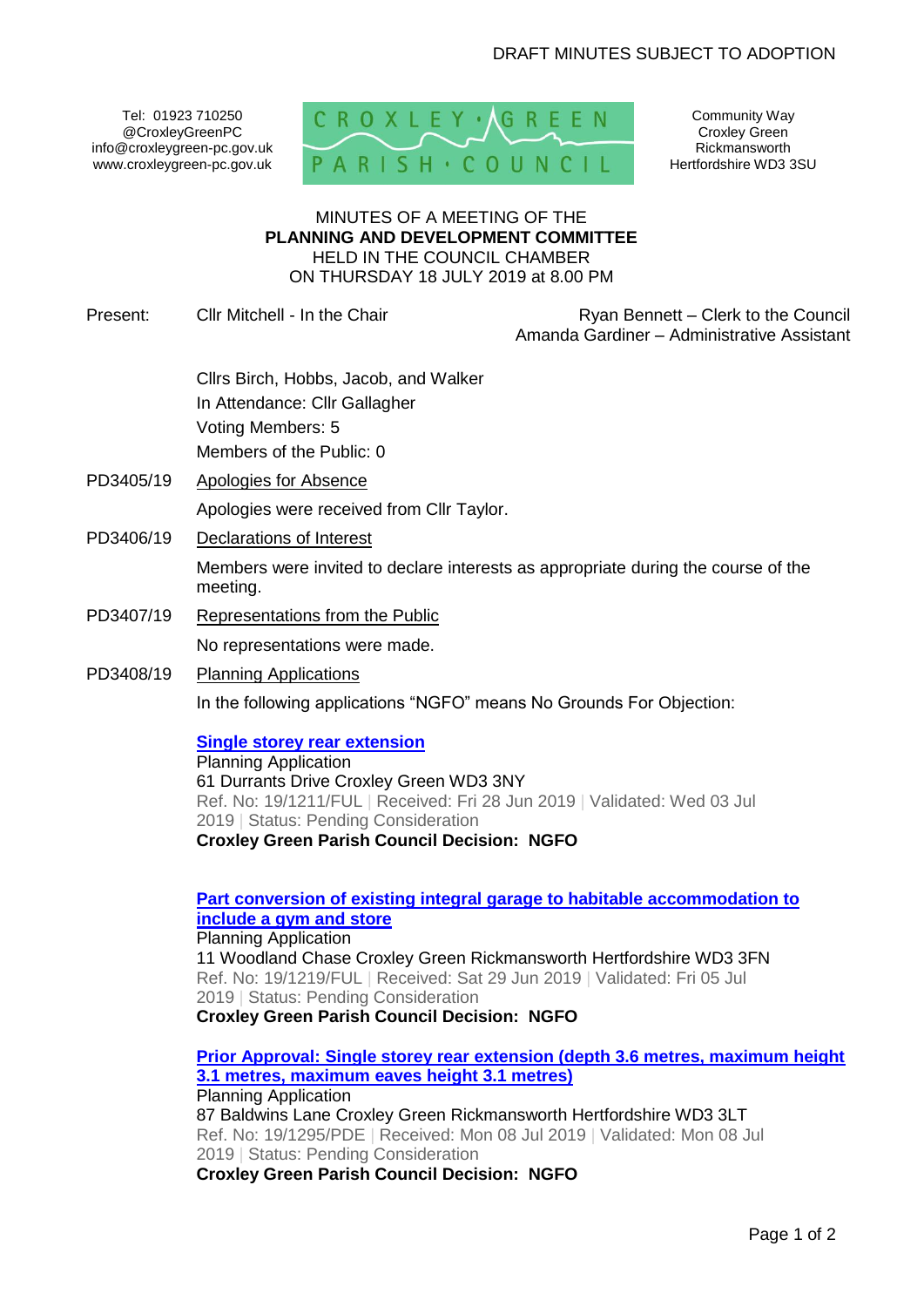DRAFT MINUTES SUBJECT TO ADOPTION

Tel: 01923 710250
@CroxleyGreenPC
info@croxleygreen-pc.gov.uk
www.croxleygreen-pc.gov.uk

CROXLEY GREEN PARISH COUNCIL

Community Way
Croxley Green
Rickmansworth
Hertfordshire WD3 3SU

MINUTES OF A MEETING OF THE
**PLANNING AND DEVELOPMENT COMMITTEE**
HELD IN THE COUNCIL CHAMBER
ON THURSDAY 18 JULY 2019 at 8.00 PM

Present: Cllr Mitchell - In the Chair

Ryan Bennett – Clerk to the Council
Amanda Gardiner – Administrative Assistant

Cllrs Birch, Hobbs, Jacob, and Walker
In Attendance: Cllr Gallagher
Voting Members: 5
Members of the Public: 0

PD3405/19 Apologies for Absence

Apologies were received from Cllr Taylor.

PD3406/19 Declarations of Interest

Members were invited to declare interests as appropriate during the course of the meeting.

PD3407/19 Representations from the Public

No representations were made.

PD3408/19 Planning Applications

In the following applications "NGFO" means No Grounds For Objection:

**Single storey rear extension**
Planning Application
61 Durrants Drive Croxley Green WD3 3NY
Ref. No: 19/1211/FUL | Received: Fri 28 Jun 2019 | Validated: Wed 03 Jul 2019 | Status: Pending Consideration
**Croxley Green Parish Council Decision: NGFO**

**Part conversion of existing integral garage to habitable accommodation to include a gym and store**
Planning Application
11 Woodland Chase Croxley Green Rickmansworth Hertfordshire WD3 3FN
Ref. No: 19/1219/FUL | Received: Sat 29 Jun 2019 | Validated: Fri 05 Jul 2019 | Status: Pending Consideration
**Croxley Green Parish Council Decision: NGFO**

**Prior Approval: Single storey rear extension (depth 3.6 metres, maximum height 3.1 metres, maximum eaves height 3.1 metres)**
Planning Application
87 Baldwins Lane Croxley Green Rickmansworth Hertfordshire WD3 3LT
Ref. No: 19/1295/PDE | Received: Mon 08 Jul 2019 | Validated: Mon 08 Jul 2019 | Status: Pending Consideration
**Croxley Green Parish Council Decision: NGFO**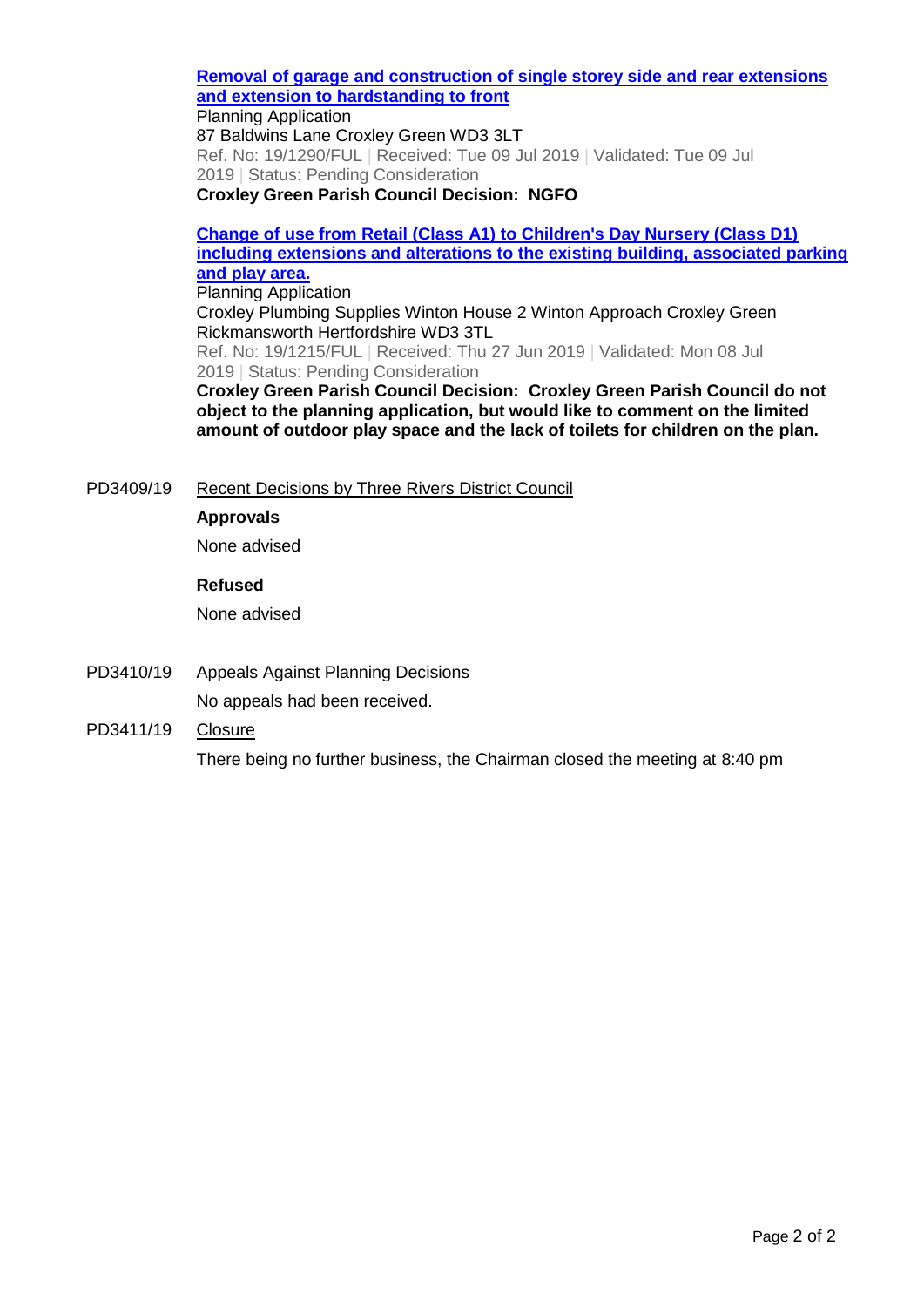**Removal of garage and construction of single storey side and rear extensions and extension to hardstanding to front**
Planning Application
87 Baldwins Lane Croxley Green WD3 3LT
Ref. No: 19/1290/FUL | Received: Tue 09 Jul 2019 | Validated: Tue 09 Jul 2019 | Status: Pending Consideration
**Croxley Green Parish Council Decision: NGFO**

**Change of use from Retail (Class A1) to Children's Day Nursery (Class D1) including extensions and alterations to the existing building, associated parking and play area.**
Planning Application
Croxley Plumbing Supplies Winton House 2 Winton Approach Croxley Green Rickmansworth Hertfordshire WD3 3TL
Ref. No: 19/1215/FUL | Received: Thu 27 Jun 2019 | Validated: Mon 08 Jul 2019 | Status: Pending Consideration
**Croxley Green Parish Council Decision: Croxley Green Parish Council do not object to the planning application, but would like to comment on the limited amount of outdoor play space and the lack of toilets for children on the plan.**

PD3409/19 Recent Decisions by Three Rivers District Council

**Approvals**

None advised

**Refused**

None advised

PD3410/19 Appeals Against Planning Decisions

No appeals had been received.

PD3411/19 Closure

There being no further business, the Chairman closed the meeting at 8:40 pm